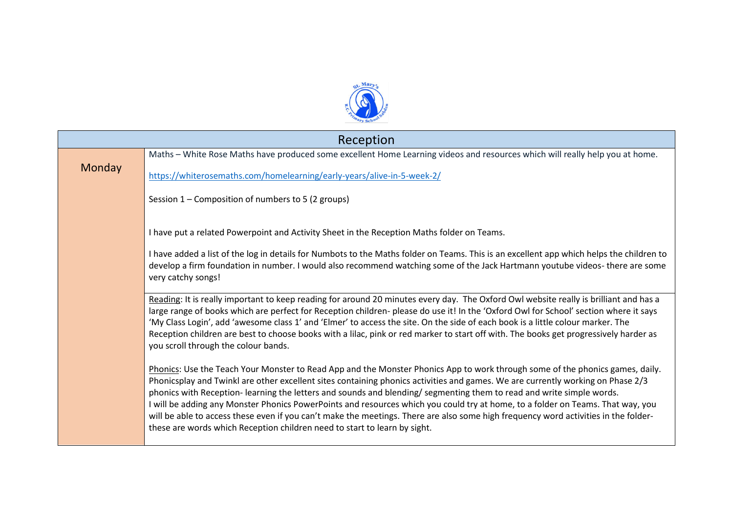| Reception | |
|---|---|
| Monday | Maths – White Rose Maths have produced some excellent Home Learning videos and resources which will really help you at home.<br><br>https://whiterosemaths.com/homelearning/early-years/alive-in-5-week-2/<br><br>Session 1 – Composition of numbers to 5 (2 groups)<br><br>I have put a related Powerpoint and Activity Sheet in the Reception Maths folder on Teams.<br><br>I have added a list of the log in details for Numbots to the Maths folder on Teams. This is an excellent app which helps the children to develop a firm foundation in number. I would also recommend watching some of the Jack Hartmann youtube videos- there are some very catchy songs! |
| | Reading: It is really important to keep reading for around 20 minutes every day. The Oxford Owl website really is brilliant and has a large range of books which are perfect for Reception children- please do use it! In the 'Oxford Owl for School' section where it says 'My Class Login', add 'awesome class 1' and 'Elmer' to access the site. On the side of each book is a little colour marker. The Reception children are best to choose books with a lilac, pink or red marker to start off with. The books get progressively harder as you scroll through the colour bands.<br><br>Phonics: Use the Teach Your Monster to Read App and the Monster Phonics App to work through some of the phonics games, daily. Phonicsplay and Twinkl are other excellent sites containing phonics activities and games. We are currently working on Phase 2/3 phonics with Reception- learning the letters and sounds and blending/ segmenting them to read and write simple words.<br>I will be adding any Monster Phonics PowerPoints and resources which you could try at home, to a folder on Teams. That way, you will be able to access these even if you can't make the meetings. There are also some high frequency word activities in the folder- these are words which Reception children need to start to learn by sight. |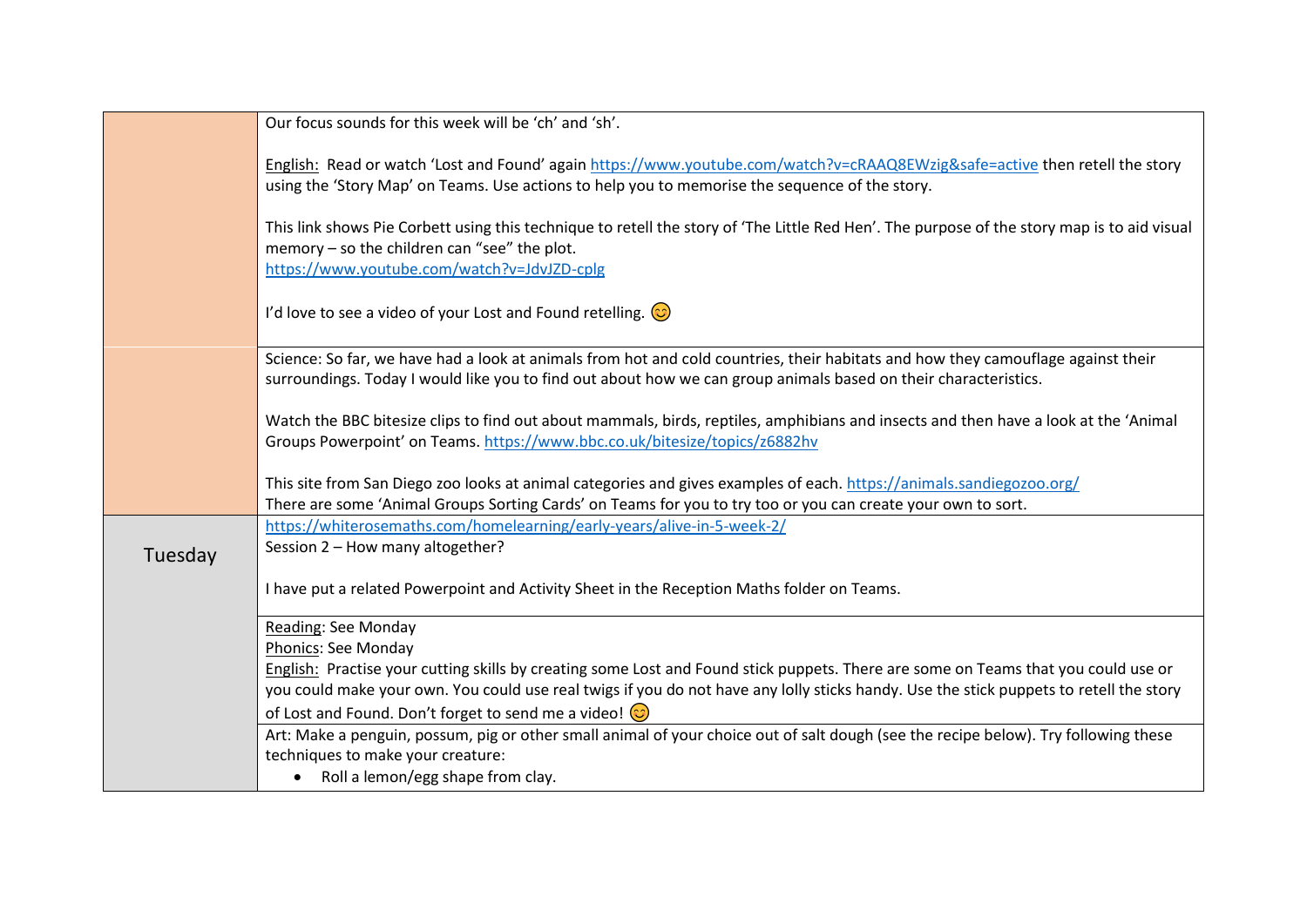| | |
|---|---|
| | Our focus sounds for this week will be 'ch' and 'sh'.<br><br><u>English:</u> Read or watch 'Lost and Found' again https://www.youtube.com/watch?v=cRAAQ8EWzig&safe=active then retell the story using the 'Story Map' on Teams. Use actions to help you to memorise the sequence of the story.<br><br>This link shows Pie Corbett using this technique to retell the story of 'The Little Red Hen'. The purpose of the story map is to aid visual memory – so the children can "see" the plot.<br>https://www.youtube.com/watch?v=JdvJZD-cplg<br><br>I'd love to see a video of your Lost and Found retelling. 😊 |
| | Science: So far, we have had a look at animals from hot and cold countries, their habitats and how they camouflage against their surroundings. Today I would like you to find out about how we can group animals based on their characteristics.<br><br>Watch the BBC bitesize clips to find out about mammals, birds, reptiles, amphibians and insects and then have a look at the 'Animal Groups Powerpoint' on Teams. https://www.bbc.co.uk/bitesize/topics/z6882hv<br><br>This site from San Diego zoo looks at animal categories and gives examples of each. https://animals.sandiegozoo.org/<br>There are some 'Animal Groups Sorting Cards' on Teams for you to try too or you can create your own to sort. |
| Tuesday | https://whiterosemaths.com/homelearning/early-years/alive-in-5-week-2/<br>Session 2 – How many altogether?<br><br>I have put a related Powerpoint and Activity Sheet in the Reception Maths folder on Teams. |
| | <u>Reading</u>: See Monday<br><u>Phonics</u>: See Monday<br><u>English:</u> Practise your cutting skills by creating some Lost and Found stick puppets. There are some on Teams that you could use or you could make your own. You could use real twigs if you do not have any lolly sticks handy. Use the stick puppets to retell the story of Lost and Found. Don't forget to send me a video! 😊 |
| | Art: Make a penguin, possum, pig or other small animal of your choice out of salt dough (see the recipe below). Try following these techniques to make your creature:<br>• Roll a lemon/egg shape from clay. |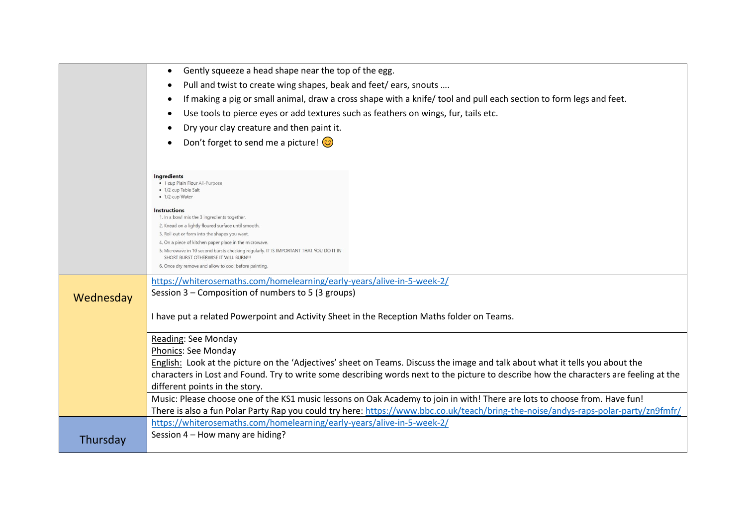| | |
|---|---|
| | • Gently squeeze a head shape near the top of the egg.<br>• Pull and twist to create wing shapes, beak and feet/ ears, snouts ….<br>• If making a pig or small animal, draw a cross shape with a knife/ tool and pull each section to form legs and feet.<br>• Use tools to pierce eyes or add textures such as feathers on wings, fur, tails etc.<br>• Dry your clay creature and then paint it.<br>• Don't forget to send me a picture! 😊<br><br>**Ingredients**<br>• 1 cup Plain Flour All-Purpose<br>• 1/2 cup Table Salt<br>• 1/2 cup Water<br><br>**Instructions**<br>1. In a bowl mix the 3 ingredients together.<br>2. Knead on a lightly floured surface until smooth.<br>3. Roll out or form into the shapes you want.<br>4. On a piece of kitchen paper place in the microwave.<br>5. Microwave in 10 second bursts checking regularly. IT IS IMPORTANT THAT YOU DO IT IN SHORT BURST OTHERWISE IT WILL BURN!!!<br>6. Once dry remove and allow to cool before painting. |
| Wednesday | https://whiterosemaths.com/homelearning/early-years/alive-in-5-week-2/<br>Session 3 – Composition of numbers to 5 (3 groups)<br><br>I have put a related Powerpoint and Activity Sheet in the Reception Maths folder on Teams. |
| | Reading: See Monday<br>Phonics: See Monday<br>English: Look at the picture on the 'Adjectives' sheet on Teams. Discuss the image and talk about what it tells you about the characters in Lost and Found. Try to write some describing words next to the picture to describe how the characters are feeling at the different points in the story. |
| | Music: Please choose one of the KS1 music lessons on Oak Academy to join in with! There are lots to choose from. Have fun!<br>There is also a fun Polar Party Rap you could try here: https://www.bbc.co.uk/teach/bring-the-noise/andys-raps-polar-party/zn9fmfr/ |
| Thursday | https://whiterosemaths.com/homelearning/early-years/alive-in-5-week-2/<br>Session 4 – How many are hiding? |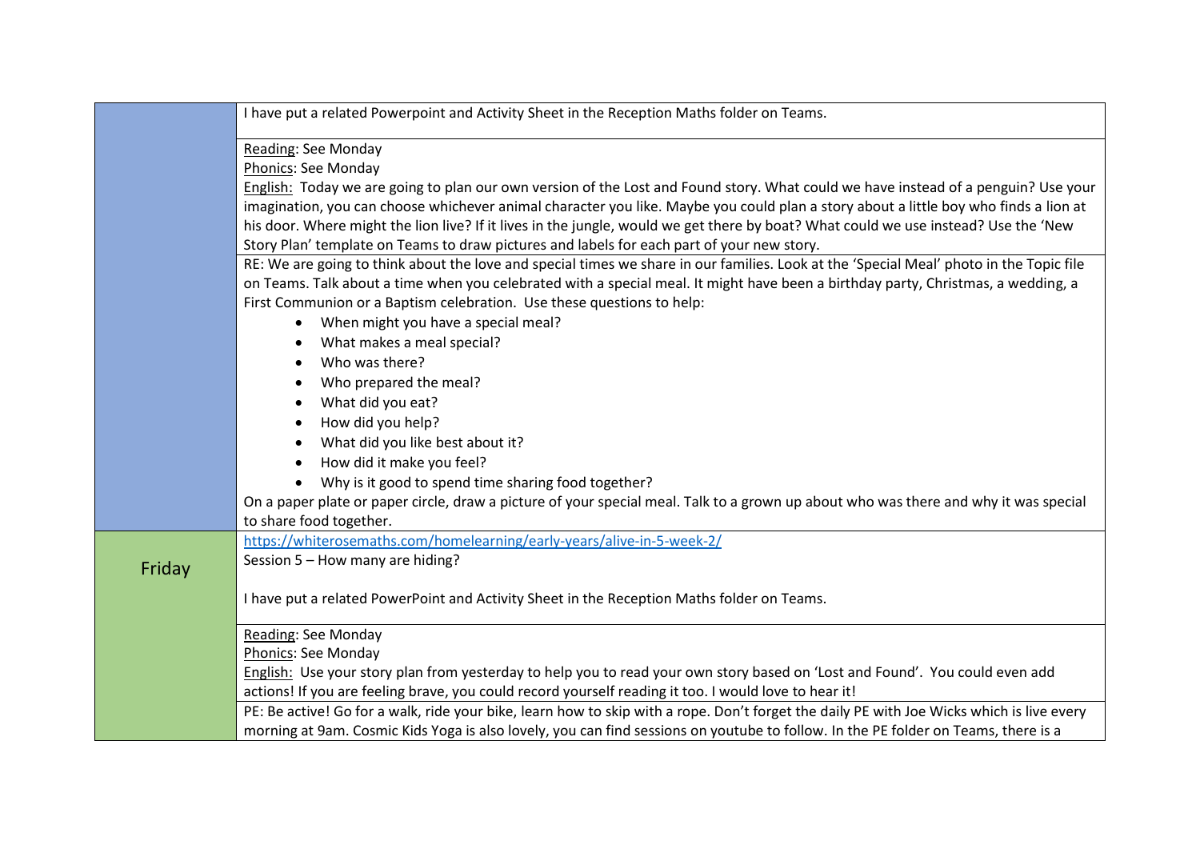| | |
|---|---|
| | I have put a related Powerpoint and Activity Sheet in the Reception Maths folder on Teams. |
| | Reading: See Monday<br>Phonics: See Monday<br>English: Today we are going to plan our own version of the Lost and Found story. What could we have instead of a penguin? Use your imagination, you can choose whichever animal character you like. Maybe you could plan a story about a little boy who finds a lion at his door. Where might the lion live? If it lives in the jungle, would we get there by boat? What could we use instead? Use the 'New Story Plan' template on Teams to draw pictures and labels for each part of your new story. |
| | RE: We are going to think about the love and special times we share in our families. Look at the 'Special Meal' photo in the Topic file on Teams. Talk about a time when you celebrated with a special meal. It might have been a birthday party, Christmas, a wedding, a First Communion or a Baptism celebration. Use these questions to help:<br>• When might you have a special meal?<br>• What makes a meal special?<br>• Who was there?<br>• Who prepared the meal?<br>• What did you eat?<br>• How did you help?<br>• What did you like best about it?<br>• How did it make you feel?<br>• Why is it good to spend time sharing food together?<br>On a paper plate or paper circle, draw a picture of your special meal. Talk to a grown up about who was there and why it was special to share food together. |
| Friday | https://whiterosemaths.com/homelearning/early-years/alive-in-5-week-2/<br>Session 5 – How many are hiding?<br><br>I have put a related PowerPoint and Activity Sheet in the Reception Maths folder on Teams. |
| | Reading: See Monday<br>Phonics: See Monday<br>English: Use your story plan from yesterday to help you to read your own story based on 'Lost and Found'. You could even add actions! If you are feeling brave, you could record yourself reading it too. I would love to hear it! |
| | PE: Be active! Go for a walk, ride your bike, learn how to skip with a rope. Don't forget the daily PE with Joe Wicks which is live every morning at 9am. Cosmic Kids Yoga is also lovely, you can find sessions on youtube to follow. In the PE folder on Teams, there is a |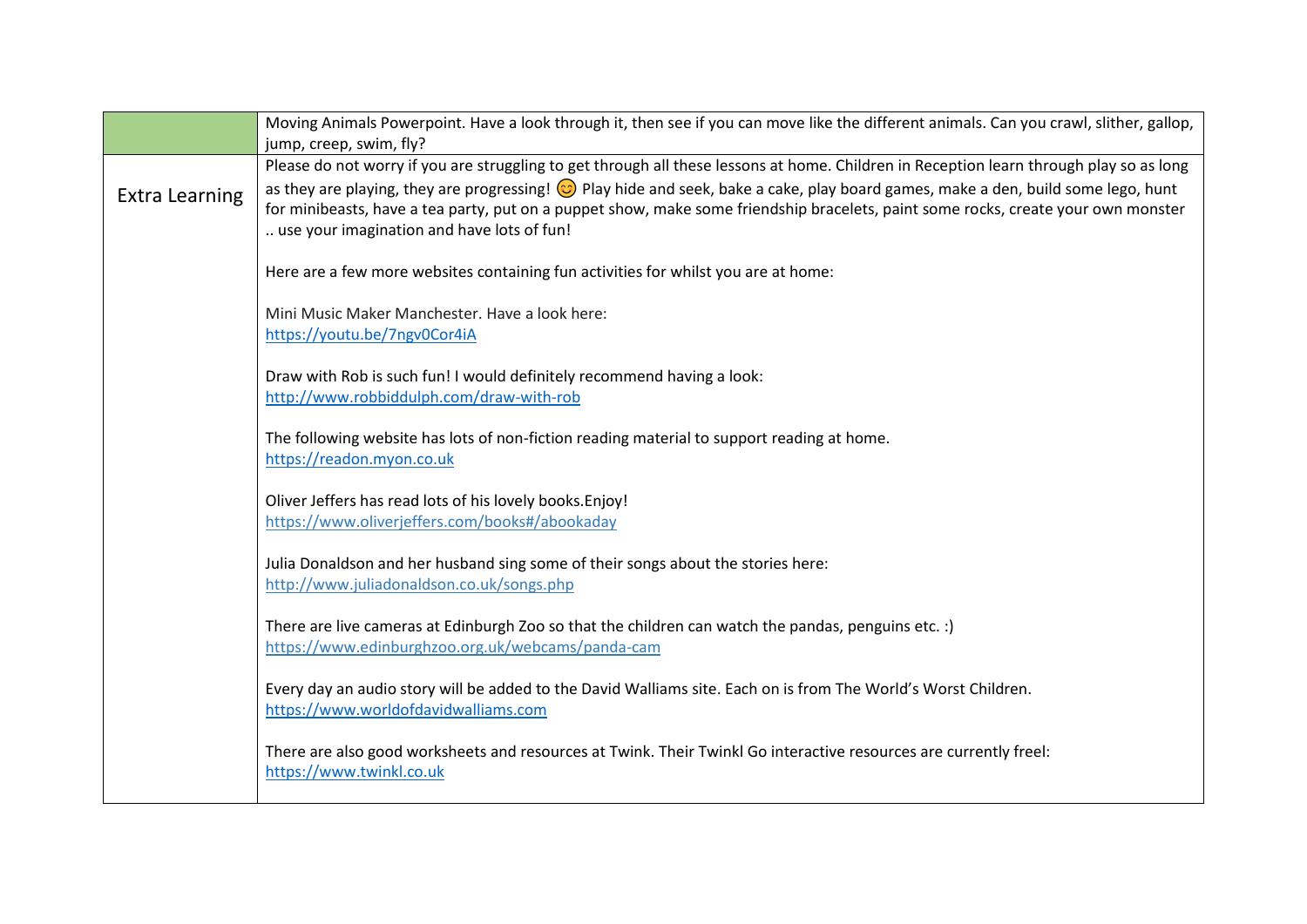| | |
|---|---|
| | Moving Animals Powerpoint. Have a look through it, then see if you can move like the different animals. Can you crawl, slither, gallop, jump, creep, swim, fly? |
| Extra Learning | Please do not worry if you are struggling to get through all these lessons at home. Children in Reception learn through play so as long as they are playing, they are progressing! 😊 Play hide and seek, bake a cake, play board games, make a den, build some lego, hunt for minibeasts, have a tea party, put on a puppet show, make some friendship bracelets, paint some rocks, create your own monster .. use your imagination and have lots of fun!<br><br>Here are a few more websites containing fun activities for whilst you are at home:<br><br>Mini Music Maker Manchester. Have a look here:<br>https://youtu.be/7ngv0Cor4iA<br><br>Draw with Rob is such fun! I would definitely recommend having a look:<br>http://www.robbiddulph.com/draw-with-rob<br><br>The following website has lots of non-fiction reading material to support reading at home.<br>https://readon.myon.co.uk<br><br>Oliver Jeffers has read lots of his lovely books.Enjoy!<br>https://www.oliverjeffers.com/books#/abookaday<br><br>Julia Donaldson and her husband sing some of their songs about the stories here:<br>http://www.juliadonaldson.co.uk/songs.php<br><br>There are live cameras at Edinburgh Zoo so that the children can watch the pandas, penguins etc. :)<br>https://www.edinburghzoo.org.uk/webcams/panda-cam<br><br>Every day an audio story will be added to the David Walliams site. Each on is from The World's Worst Children.<br>https://www.worldofdavidwalliams.com<br><br>There are also good worksheets and resources at Twink. Their Twinkl Go interactive resources are currently freel:<br>https://www.twinkl.co.uk |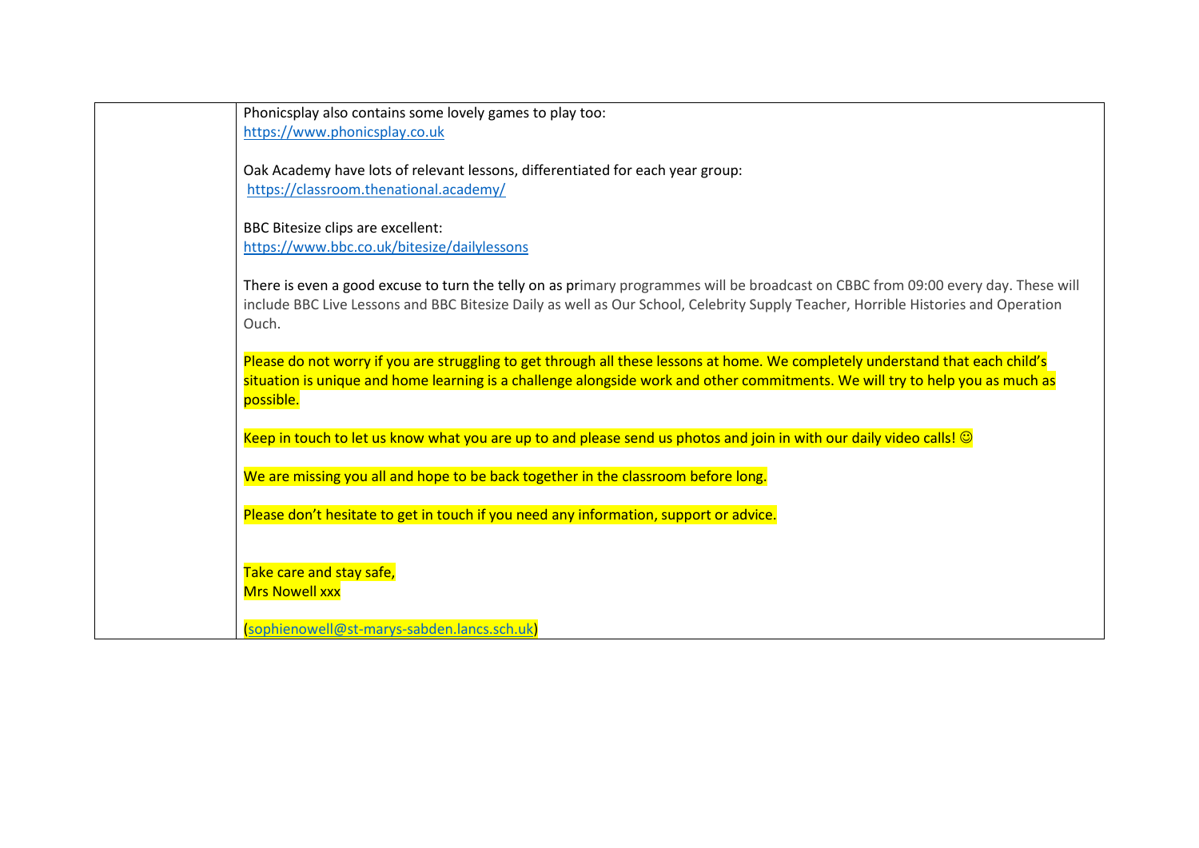| | |
|---|---|
| | Phonicsplay also contains some lovely games to play too:<br>https://www.phonicsplay.co.uk<br><br>Oak Academy have lots of relevant lessons, differentiated for each year group:<br>https://classroom.thenational.academy/<br><br>BBC Bitesize clips are excellent:<br>https://www.bbc.co.uk/bitesize/dailylessons<br><br>There is even a good excuse to turn the telly on as primary programmes will be broadcast on CBBC from 09:00 every day. These will include BBC Live Lessons and BBC Bitesize Daily as well as Our School, Celebrity Supply Teacher, Horrible Histories and Operation Ouch.<br><br>Please do not worry if you are struggling to get through all these lessons at home. We completely understand that each child's situation is unique and home learning is a challenge alongside work and other commitments. We will try to help you as much as possible.<br><br>Keep in touch to let us know what you are up to and please send us photos and join in with our daily video calls! ☺<br><br>We are missing you all and hope to be back together in the classroom before long.<br><br>Please don't hesitate to get in touch if you need any information, support or advice.<br><br><br>Take care and stay safe,<br>Mrs Nowell xxx<br><br>(sophienowell@st-marys-sabden.lancs.sch.uk) |